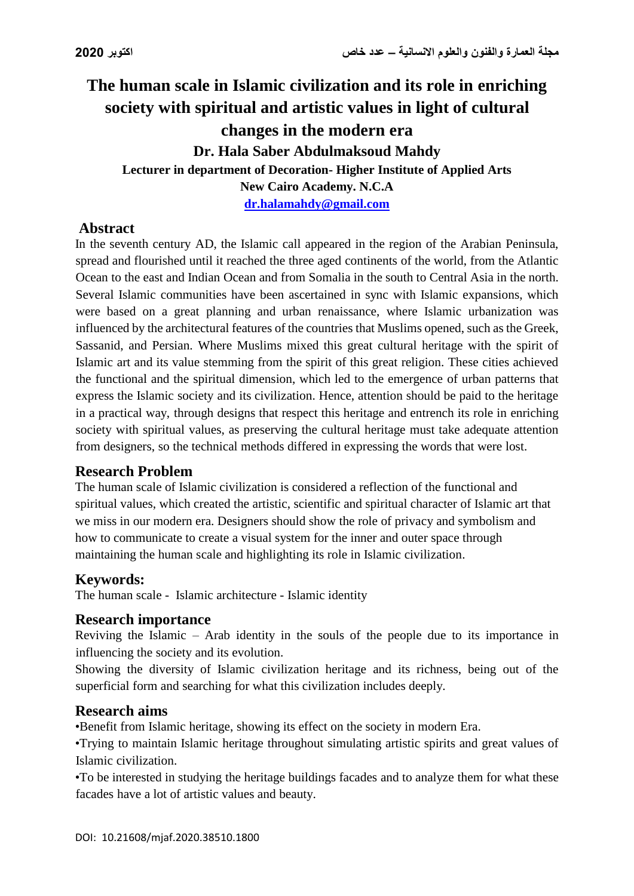# The human scale in Islamic civilization and its role in enriching society with spiritual and artistic values in light of cultural changes in the modern era

**Dr. Hala Saber Abdulmaksoud Mahdy**

**Lecturer in department of Decoration- Higher Institute of Applied Arts**

**New Cairo Academy. N.C.A**

**dr.halamahdy@gmail.com**

## Abstract

In the seventh century AD, the Islamic call appeared in the region of the Arabian Peninsula, spread and flourished until it reached the three aged continents of the world, from the Atlantic Ocean to the east and Indian Ocean and from Somalia in the south to Central Asia in the north. Several Islamic communities have been ascertained in sync with Islamic expansions, which were based on a great planning and urban renaissance, where Islamic urbanization was influenced by the architectural features of the countries that Muslims opened, such as the Greek, Sassanid, and Persian. Where Muslims mixed this great cultural heritage with the spirit of Islamic art and its value stemming from the spirit of this great religion. These cities achieved the functional and the spiritual dimension, which led to the emergence of urban patterns that express the Islamic society and its civilization. Hence, attention should be paid to the heritage in a practical way, through designs that respect this heritage and entrench its role in enriching society with spiritual values, as preserving the cultural heritage must take adequate attention from designers, so the technical methods differed in expressing the words that were lost.

## Research Problem

The human scale of Islamic civilization is considered a reflection of the functional and spiritual values, which created the artistic, scientific and spiritual character of Islamic art that we miss in our modern era. Designers should show the role of privacy and symbolism and how to communicate to create a visual system for the inner and outer space through maintaining the human scale and highlighting its role in Islamic civilization.

## Keywords:

The human scale - Islamic architecture - Islamic identity

## Research importance

Reviving the Islamic – Arab identity in the souls of the people due to its importance in influencing the society and its evolution.

Showing the diversity of Islamic civilization heritage and its richness, being out of the superficial form and searching for what this civilization includes deeply.

## Research aims

- Benefit from Islamic heritage, showing its effect on the society in modern Era.
- Trying to maintain Islamic heritage throughout simulating artistic spirits and great values of Islamic civilization.
- To be interested in studying the heritage buildings facades and to analyze them for what these facades have a lot of artistic values and beauty.

DOI: 10.21608/mjaf.2020.38510.1800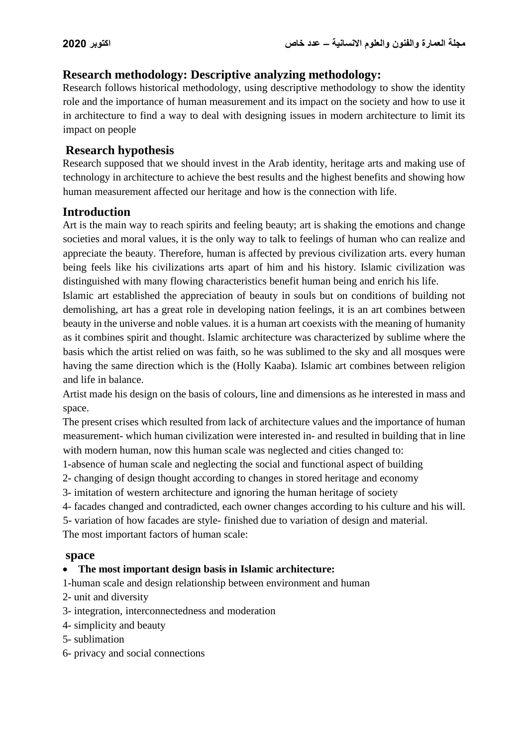## Research methodology: Descriptive analyzing methodology:

Research follows historical methodology, using descriptive methodology to show the identity role and the importance of human measurement and its impact on the society and how to use it in architecture to find a way to deal with designing issues in modern architecture to limit its impact on people

## Research hypothesis

Research supposed that we should invest in the Arab identity, heritage arts and making use of technology in architecture to achieve the best results and the highest benefits and showing how human measurement affected our heritage and how is the connection with life.

## Introduction

Art is the main way to reach spirits and feeling beauty; art is shaking the emotions and change societies and moral values, it is the only way to talk to feelings of human who can realize and appreciate the beauty. Therefore, human is affected by previous civilization arts. every human being feels like his civilizations arts apart of him and his history. Islamic civilization was distinguished with many flowing characteristics benefit human being and enrich his life.

Islamic art established the appreciation of beauty in souls but on conditions of building not demolishing, art has a great role in developing nation feelings, it is an art combines between beauty in the universe and noble values. it is a human art coexists with the meaning of humanity as it combines spirit and thought. Islamic architecture was characterized by sublime where the basis which the artist relied on was faith, so he was sublimed to the sky and all mosques were having the same direction which is the (Holly Kaaba). Islamic art combines between religion and life in balance.

Artist made his design on the basis of colours, line and dimensions as he interested in mass and space.

The present crises which resulted from lack of architecture values and the importance of human measurement- which human civilization were interested in- and resulted in building that in line with modern human, now this human scale was neglected and cities changed to:

1-absence of human scale and neglecting the social and functional aspect of building

2- changing of design thought according to changes in stored heritage and economy

3- imitation of western architecture and ignoring the human heritage of society

4- facades changed and contradicted, each owner changes according to his culture and his will.

5- variation of how facades are style- finished due to variation of design and material.

The most important factors of human scale:

## space

- **The most important design basis in Islamic architecture:**

1-human scale and design relationship between environment and human

2- unit and diversity

3- integration, interconnectedness and moderation

4- simplicity and beauty

5- sublimation

6- privacy and social connections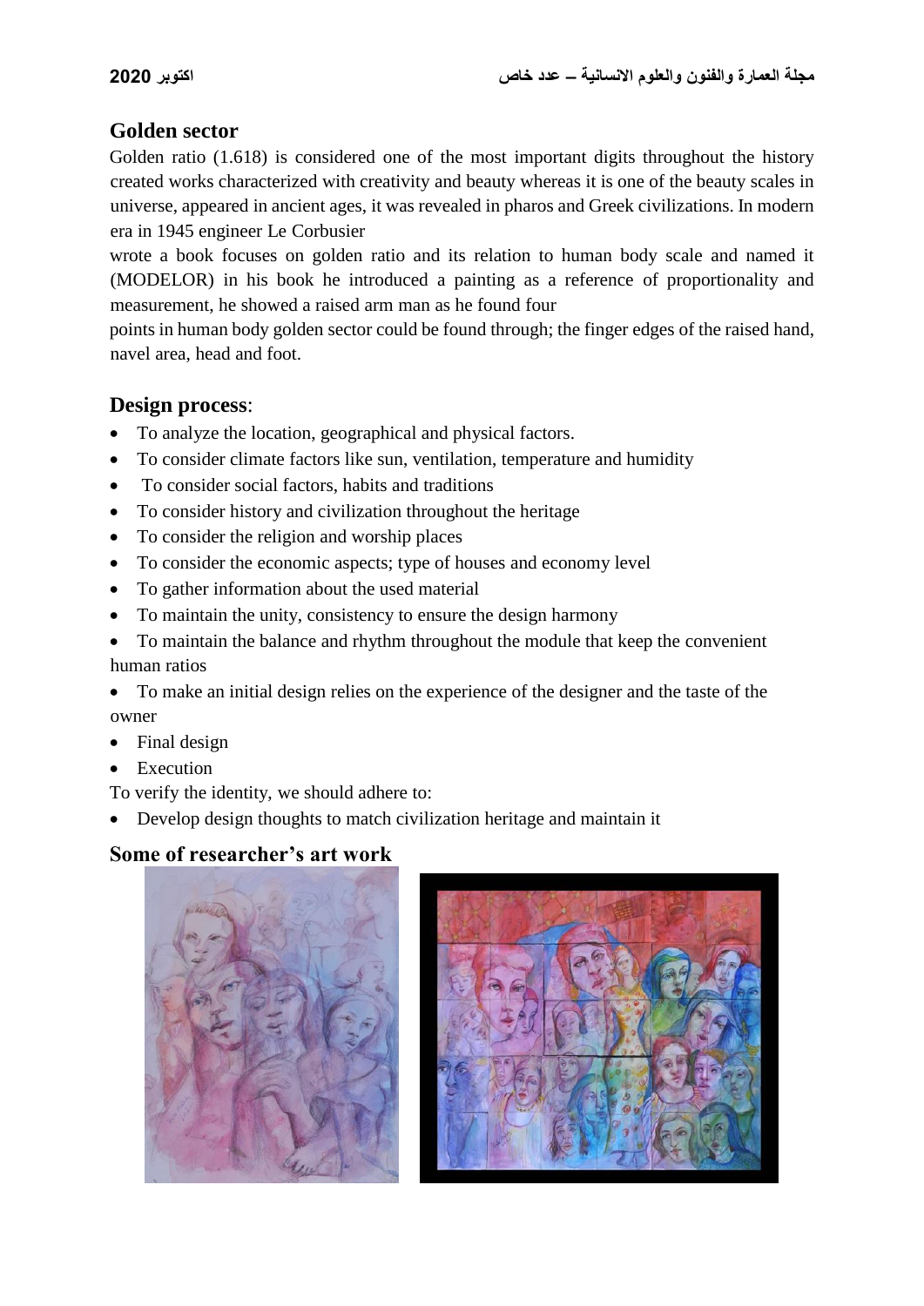## Golden sector

Golden ratio (1.618) is considered one of the most important digits throughout the history created works characterized with creativity and beauty whereas it is one of the beauty scales in universe, appeared in ancient ages, it was revealed in pharos and Greek civilizations. In modern era in 1945 engineer Le Corbusier wrote a book focuses on golden ratio and its relation to human body scale and named it (MODELOR) in his book he introduced a painting as a reference of proportionality and measurement, he showed a raised arm man as he found four points in human body golden sector could be found through; the finger edges of the raised hand, navel area, head and foot.

## Design process:

- To analyze the location, geographical and physical factors.
- To consider climate factors like sun, ventilation, temperature and humidity
- To consider social factors, habits and traditions
- To consider history and civilization throughout the heritage
- To consider the religion and worship places
- To consider the economic aspects; type of houses and economy level
- To gather information about the used material
- To maintain the unity, consistency to ensure the design harmony
- To maintain the balance and rhythm throughout the module that keep the convenient human ratios
- To make an initial design relies on the experience of the designer and the taste of the owner
- Final design
- Execution

To verify the identity, we should adhere to:

- Develop design thoughts to match civilization heritage and maintain it

## Some of researcher's art work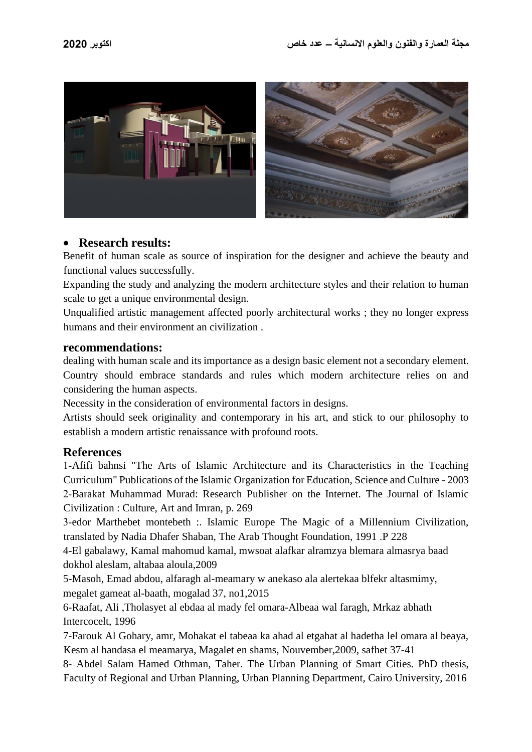- **Research results:**

Benefit of human scale as source of inspiration for the designer and achieve the beauty and functional values successfully.

Expanding the study and analyzing the modern architecture styles and their relation to human scale to get a unique environmental design.

Unqualified artistic management affected poorly architectural works ; they no longer express humans and their environment an civilization .

## recommendations:

dealing with human scale and its importance as a design basic element not a secondary element.

Country should embrace standards and rules which modern architecture relies on and considering the human aspects.

Necessity in the consideration of environmental factors in designs.

Artists should seek originality and contemporary in his art, and stick to our philosophy to establish a modern artistic renaissance with profound roots.

## References

1-Afifi bahnsi "The Arts of Islamic Architecture and its Characteristics in the Teaching Curriculum" Publications of the Islamic Organization for Education, Science and Culture - 2003

2-Barakat Muhammad Murad: Research Publisher on the Internet. The Journal of Islamic Civilization : Culture, Art and Imran, p. 269

3-edor Marthebet montebeth :. Islamic Europe The Magic of a Millennium Civilization, translated by Nadia Dhafer Shaban, The Arab Thought Foundation, 1991 .P 228

4-El gabalawy, Kamal mahomud kamal, mwsoat alafkar alramzya blemara almasrya baad dokhol aleslam, altabaa aloula,2009

5-Masoh, Emad abdou, alfaragh al-meamary w anekaso ala alertekaa blfekr altasmimy, megalet gameat al-baath, mogalad 37, no1,2015

6-Raafat, Ali ,Tholasyet al ebdaa al mady fel omara-Albeaa wal faragh, Mrkaz abhath Intercocelt, 1996

7-Farouk Al Gohary, amr, Mohakat el tabeaa ka ahad al etgahat al hadetha lel omara al beaya, Kesm al handasa el meamarya, Magalet en shams, Nouvember,2009, safhet 37-41

8- Abdel Salam Hamed Othman, Taher. The Urban Planning of Smart Cities. PhD thesis, Faculty of Regional and Urban Planning, Urban Planning Department, Cairo University, 2016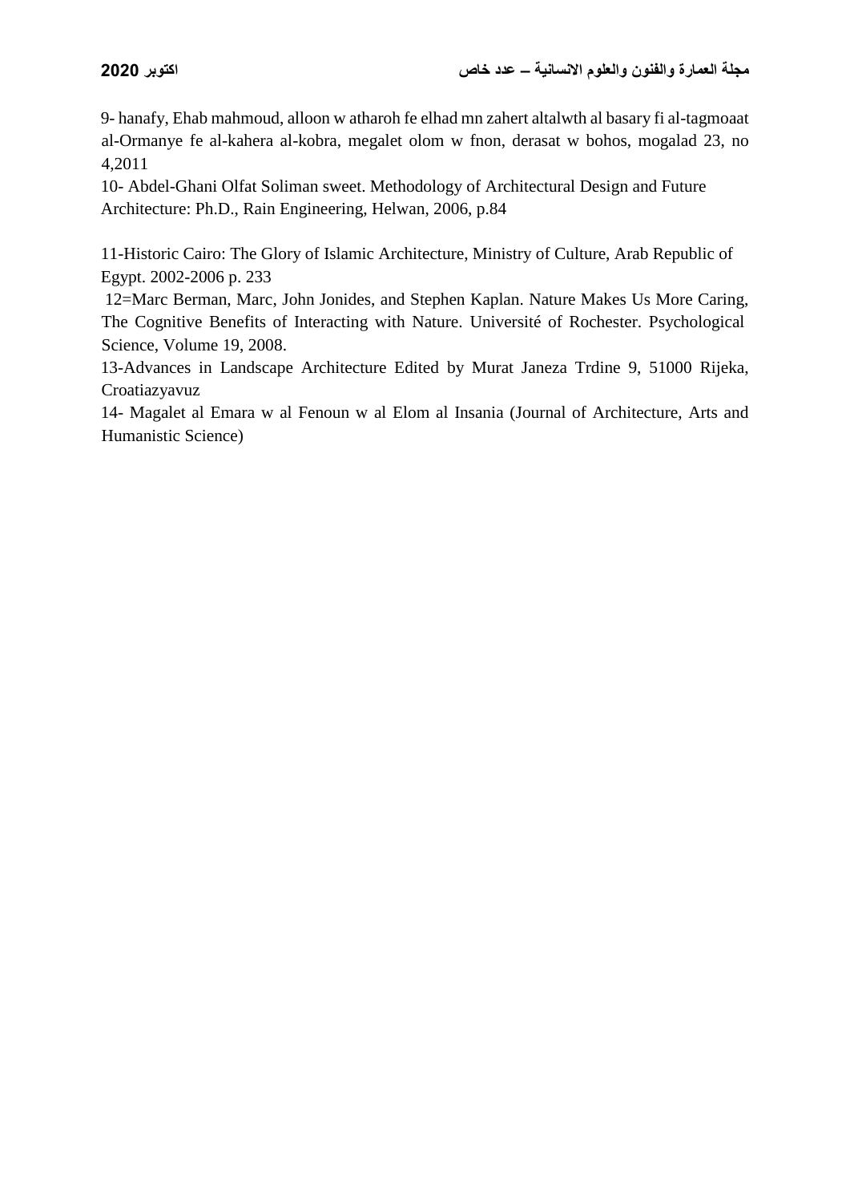9- hanafy, Ehab mahmoud, alloon w atharoh fe elhad mn zahert altalwth al basary fi al-tagmoaat al-Ormanye fe al-kahera al-kobra, megalet olom w fnon, derasat w bohos, mogalad 23, no 4,2011

10- Abdel-Ghani Olfat Soliman sweet. Methodology of Architectural Design and Future Architecture: Ph.D., Rain Engineering, Helwan, 2006, p.84

11-Historic Cairo: The Glory of Islamic Architecture, Ministry of Culture, Arab Republic of Egypt. 2002-2006 p. 233

12=Marc Berman, Marc, John Jonides, and Stephen Kaplan. Nature Makes Us More Caring, The Cognitive Benefits of Interacting with Nature. Université of Rochester. Psychological Science, Volume 19, 2008.

13-Advances in Landscape Architecture Edited by Murat Janeza Trdine 9, 51000 Rijeka, Croatiazyavuz

14- Magalet al Emara w al Fenoun w al Elom al Insania (Journal of Architecture, Arts and Humanistic Science)